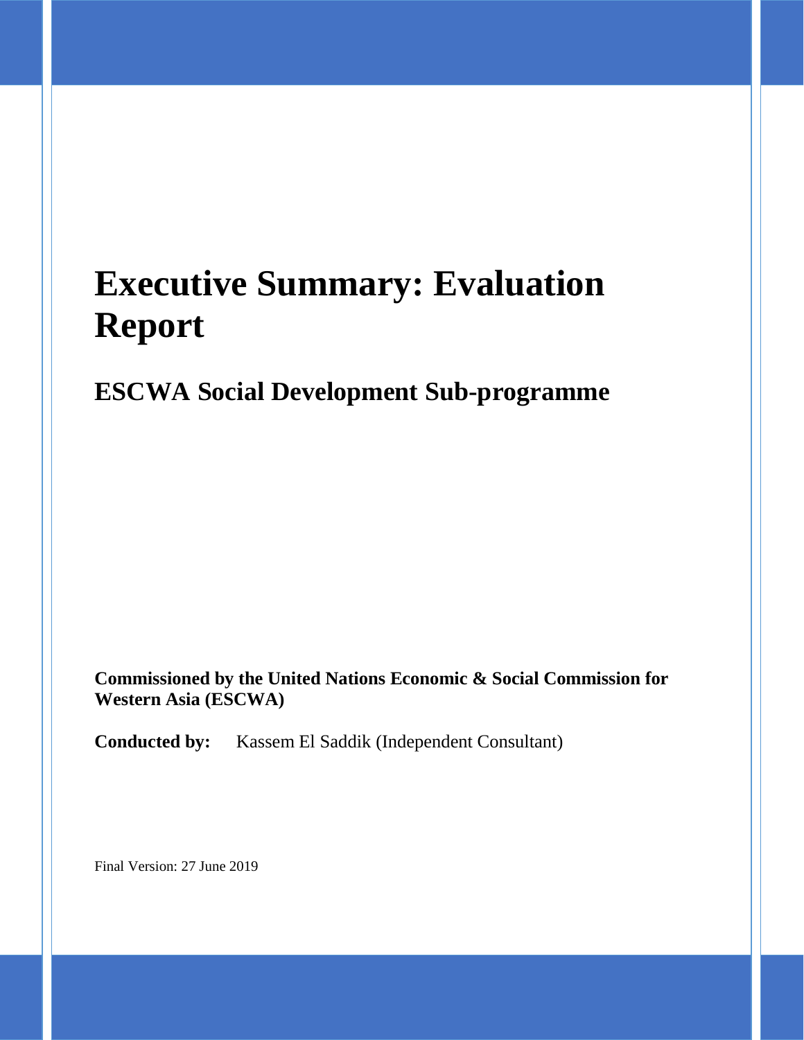# Executive Summary: Evaluation Report

## ESCWA Social Development Sub-programme

**Commissioned by the United Nations Economic & Social Commission for Western Asia (ESCWA)**

**Conducted by:** Kassem El Saddik (Independent Consultant)

Final Version: 27 June 2019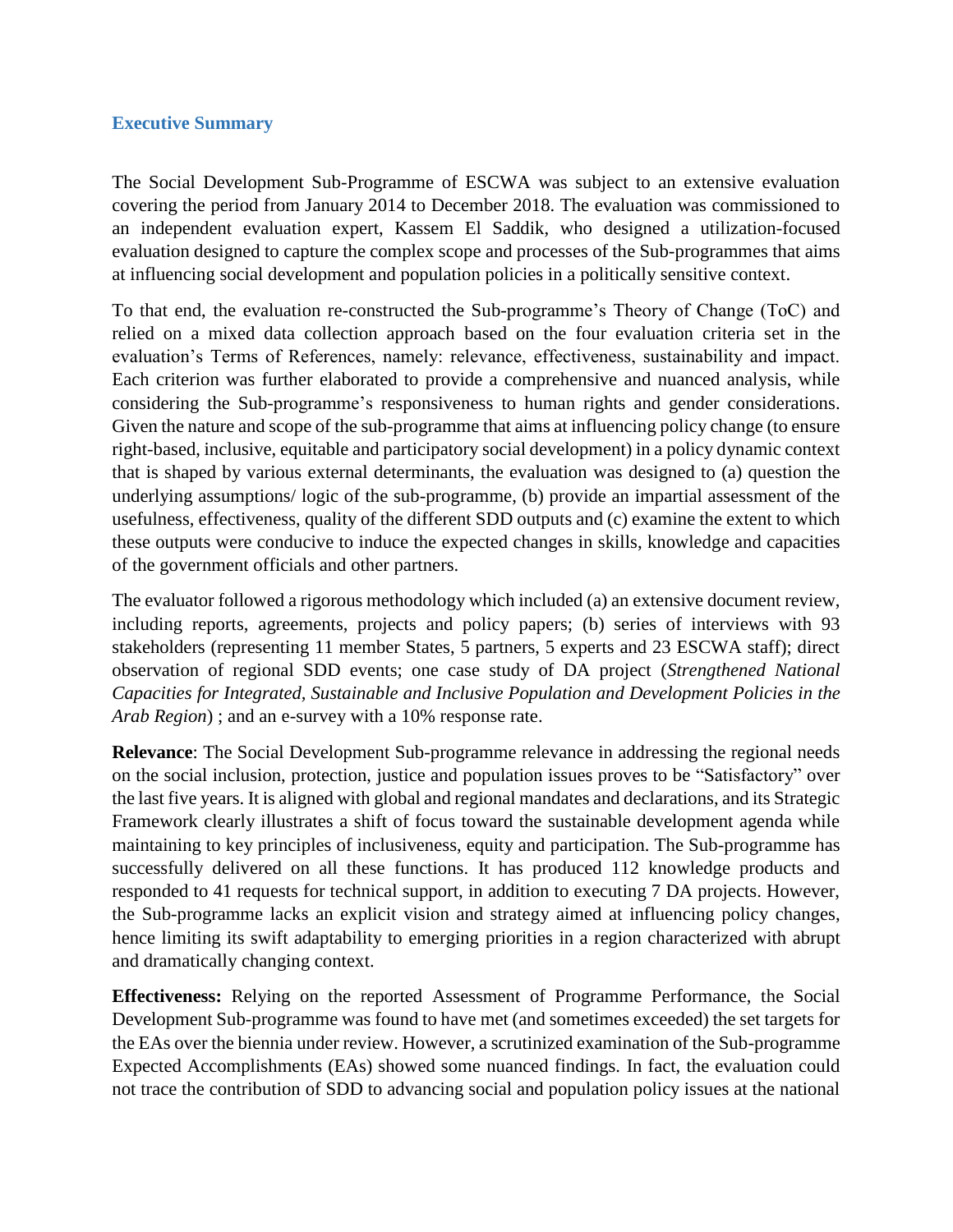### Executive Summary

The Social Development Sub-Programme of ESCWA was subject to an extensive evaluation covering the period from January 2014 to December 2018. The evaluation was commissioned to an independent evaluation expert, Kassem El Saddik, who designed a utilization-focused evaluation designed to capture the complex scope and processes of the Sub-programmes that aims at influencing social development and population policies in a politically sensitive context.

To that end, the evaluation re-constructed the Sub-programme's Theory of Change (ToC) and relied on a mixed data collection approach based on the four evaluation criteria set in the evaluation's Terms of References, namely: relevance, effectiveness, sustainability and impact. Each criterion was further elaborated to provide a comprehensive and nuanced analysis, while considering the Sub-programme's responsiveness to human rights and gender considerations. Given the nature and scope of the sub-programme that aims at influencing policy change (to ensure right-based, inclusive, equitable and participatory social development) in a policy dynamic context that is shaped by various external determinants, the evaluation was designed to (a) question the underlying assumptions/ logic of the sub-programme, (b) provide an impartial assessment of the usefulness, effectiveness, quality of the different SDD outputs and (c) examine the extent to which these outputs were conducive to induce the expected changes in skills, knowledge and capacities of the government officials and other partners.

The evaluator followed a rigorous methodology which included (a) an extensive document review, including reports, agreements, projects and policy papers; (b) series of interviews with 93 stakeholders (representing 11 member States, 5 partners, 5 experts and 23 ESCWA staff); direct observation of regional SDD events; one case study of DA project (*Strengthened National Capacities for Integrated, Sustainable and Inclusive Population and Development Policies in the Arab Region*) ; and an e-survey with a 10% response rate.

**Relevance**: The Social Development Sub-programme relevance in addressing the regional needs on the social inclusion, protection, justice and population issues proves to be "Satisfactory" over the last five years. It is aligned with global and regional mandates and declarations, and its Strategic Framework clearly illustrates a shift of focus toward the sustainable development agenda while maintaining to key principles of inclusiveness, equity and participation. The Sub-programme has successfully delivered on all these functions. It has produced 112 knowledge products and responded to 41 requests for technical support, in addition to executing 7 DA projects. However, the Sub-programme lacks an explicit vision and strategy aimed at influencing policy changes, hence limiting its swift adaptability to emerging priorities in a region characterized with abrupt and dramatically changing context.

**Effectiveness:** Relying on the reported Assessment of Programme Performance, the Social Development Sub-programme was found to have met (and sometimes exceeded) the set targets for the EAs over the biennia under review. However, a scrutinized examination of the Sub-programme Expected Accomplishments (EAs) showed some nuanced findings. In fact, the evaluation could not trace the contribution of SDD to advancing social and population policy issues at the national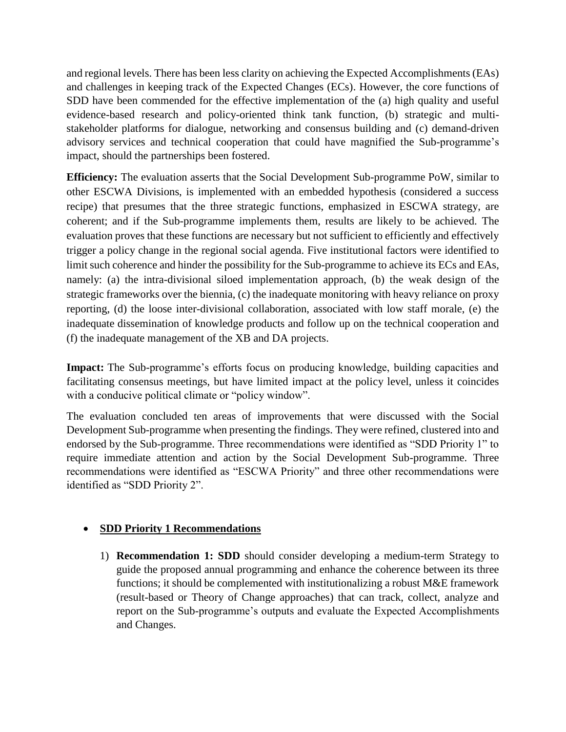and regional levels. There has been less clarity on achieving the Expected Accomplishments (EAs) and challenges in keeping track of the Expected Changes (ECs). However, the core functions of SDD have been commended for the effective implementation of the (a) high quality and useful evidence-based research and policy-oriented think tank function, (b) strategic and multi-stakeholder platforms for dialogue, networking and consensus building and (c) demand-driven advisory services and technical cooperation that could have magnified the Sub-programme's impact, should the partnerships been fostered.

**Efficiency:** The evaluation asserts that the Social Development Sub-programme PoW, similar to other ESCWA Divisions, is implemented with an embedded hypothesis (considered a success recipe) that presumes that the three strategic functions, emphasized in ESCWA strategy, are coherent; and if the Sub-programme implements them, results are likely to be achieved. The evaluation proves that these functions are necessary but not sufficient to efficiently and effectively trigger a policy change in the regional social agenda. Five institutional factors were identified to limit such coherence and hinder the possibility for the Sub-programme to achieve its ECs and EAs, namely: (a) the intra-divisional siloed implementation approach, (b) the weak design of the strategic frameworks over the biennia, (c) the inadequate monitoring with heavy reliance on proxy reporting, (d) the loose inter-divisional collaboration, associated with low staff morale, (e) the inadequate dissemination of knowledge products and follow up on the technical cooperation and (f) the inadequate management of the XB and DA projects.

**Impact:** The Sub-programme's efforts focus on producing knowledge, building capacities and facilitating consensus meetings, but have limited impact at the policy level, unless it coincides with a conducive political climate or "policy window".

The evaluation concluded ten areas of improvements that were discussed with the Social Development Sub-programme when presenting the findings. They were refined, clustered into and endorsed by the Sub-programme. Three recommendations were identified as "SDD Priority 1" to require immediate attention and action by the Social Development Sub-programme. Three recommendations were identified as "ESCWA Priority" and three other recommendations were identified as "SDD Priority 2".

- **SDD Priority 1 Recommendations**

  1) **Recommendation 1: SDD** should consider developing a medium-term Strategy to guide the proposed annual programming and enhance the coherence between its three functions; it should be complemented with institutionalizing a robust M&E framework (result-based or Theory of Change approaches) that can track, collect, analyze and report on the Sub-programme's outputs and evaluate the Expected Accomplishments and Changes.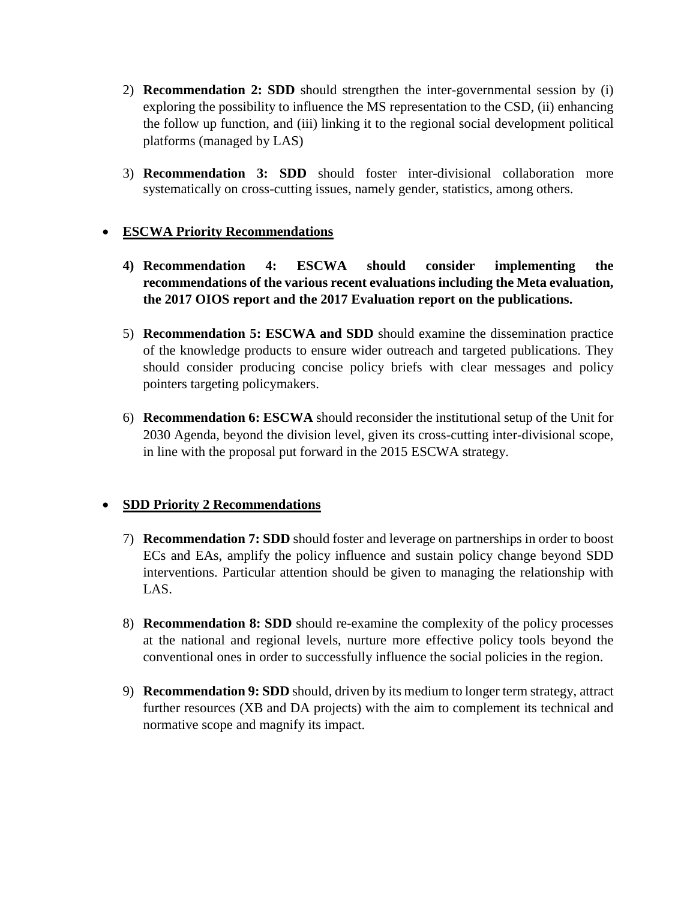2) **Recommendation 2: SDD** should strengthen the inter-governmental session by (i) exploring the possibility to influence the MS representation to the CSD, (ii) enhancing the follow up function, and (iii) linking it to the regional social development political platforms (managed by LAS)

3) **Recommendation 3: SDD** should foster inter-divisional collaboration more systematically on cross-cutting issues, namely gender, statistics, among others.

- **ESCWA Priority Recommendations**

4) **Recommendation 4: ESCWA should consider implementing the recommendations of the various recent evaluations including the Meta evaluation, the 2017 OIOS report and the 2017 Evaluation report on the publications.**

5) **Recommendation 5: ESCWA and SDD** should examine the dissemination practice of the knowledge products to ensure wider outreach and targeted publications. They should consider producing concise policy briefs with clear messages and policy pointers targeting policymakers.

6) **Recommendation 6: ESCWA** should reconsider the institutional setup of the Unit for 2030 Agenda, beyond the division level, given its cross-cutting inter-divisional scope, in line with the proposal put forward in the 2015 ESCWA strategy.

- **SDD Priority 2 Recommendations**

7) **Recommendation 7: SDD** should foster and leverage on partnerships in order to boost ECs and EAs, amplify the policy influence and sustain policy change beyond SDD interventions. Particular attention should be given to managing the relationship with LAS.

8) **Recommendation 8: SDD** should re-examine the complexity of the policy processes at the national and regional levels, nurture more effective policy tools beyond the conventional ones in order to successfully influence the social policies in the region.

9) **Recommendation 9: SDD** should, driven by its medium to longer term strategy, attract further resources (XB and DA projects) with the aim to complement its technical and normative scope and magnify its impact.